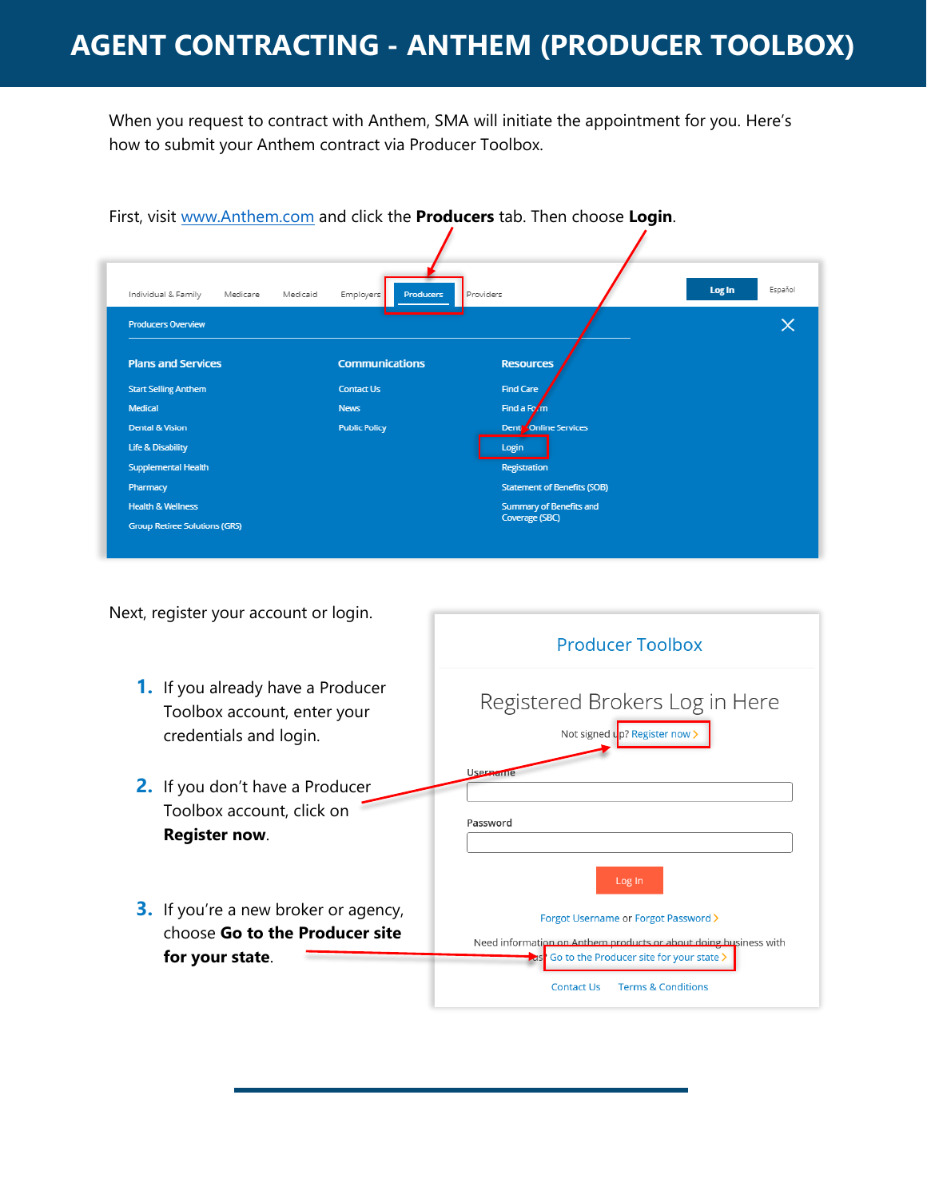# AGENT CONTRACTING - ANTHEM (PRODUCER TOOLBOX)

When you request to contract with Anthem, SMA will initiate the appointment for you. Here's how to submit your Anthem contract via Producer Toolbox.

First, visit www.Anthem.com and click the **Producers** tab. Then choose **Login**.

Next, register your account or login.

1. If you already have a Producer Toolbox account, enter your credentials and login.
2. If you don't have a Producer Toolbox account, click on **Register now**.
3. If you're a new broker or agency, choose **Go to the Producer site for your state**.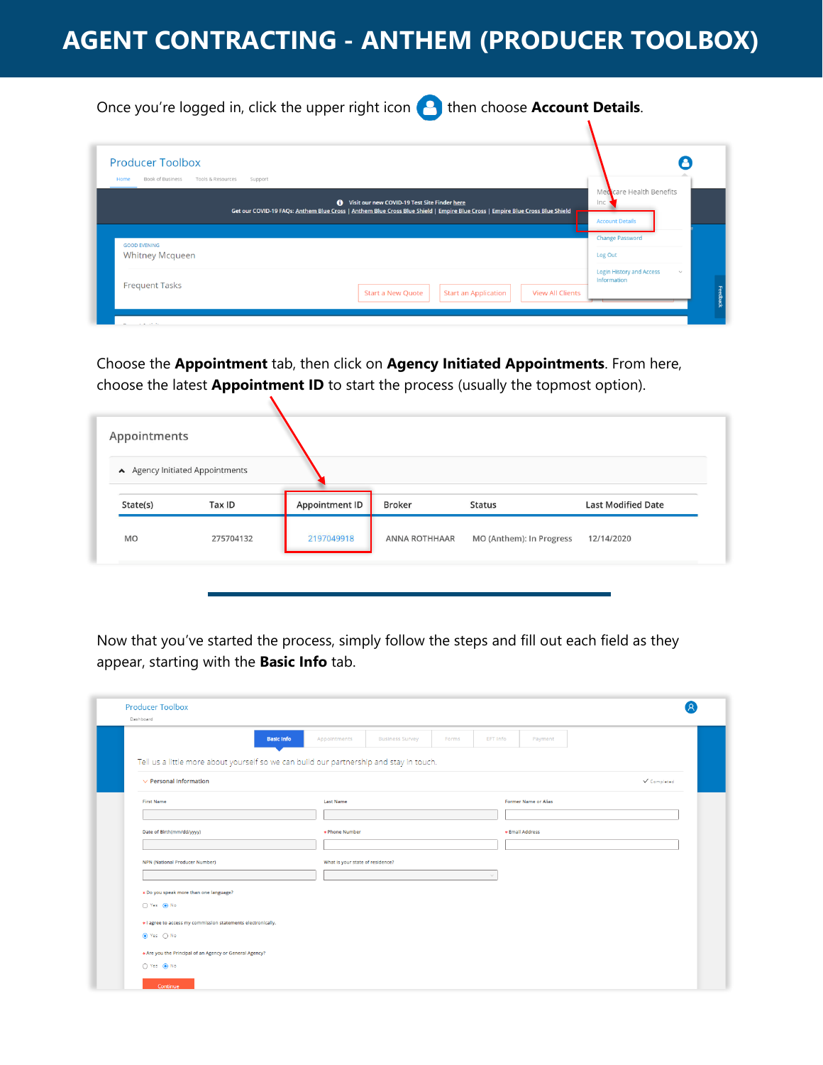# AGENT CONTRACTING - ANTHEM (PRODUCER TOOLBOX)

Once you're logged in, click the upper right icon then choose **Account Details**.

Choose the **Appointment** tab, then click on **Agency Initiated Appointments**. From here, choose the latest **Appointment ID** to start the process (usually the topmost option).

Now that you've started the process, simply follow the steps and fill out each field as they appear, starting with the **Basic Info** tab.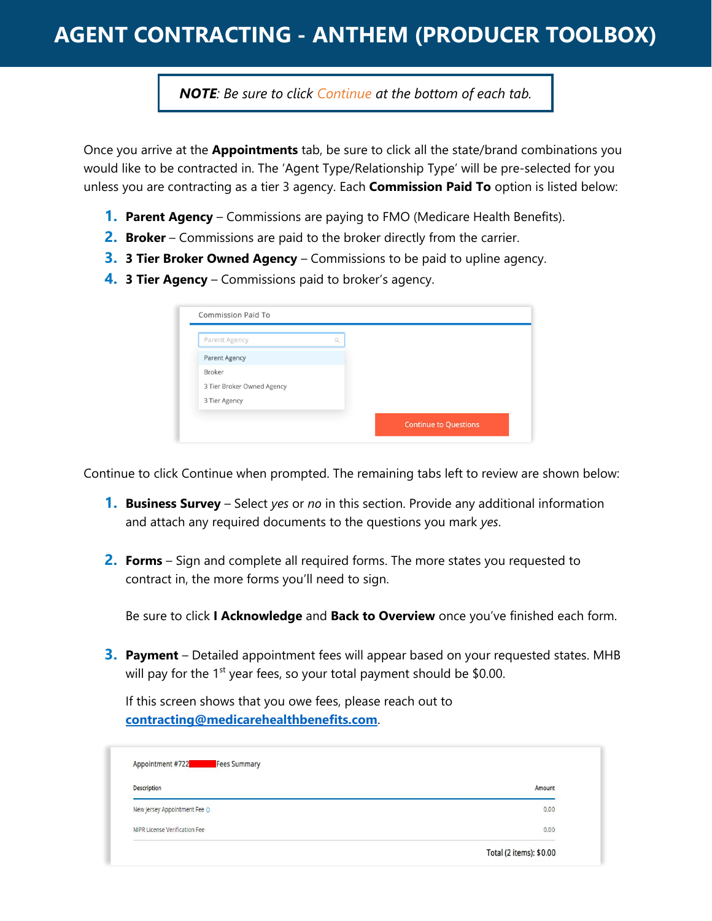# AGENT CONTRACTING - ANTHEM (PRODUCER TOOLBOX)

> ***NOTE**: Be sure to click Continue at the bottom of each tab.*

Once you arrive at the **Appointments** tab, be sure to click all the state/brand combinations you would like to be contracted in. The 'Agent Type/Relationship Type' will be pre-selected for you unless you are contracting as a tier 3 agency. Each **Commission Paid To** option is listed below:

1. **Parent Agency** – Commissions are paying to FMO (Medicare Health Benefits).
2. **Broker** – Commissions are paid to the broker directly from the carrier.
3. **3 Tier Broker Owned Agency** – Commissions to be paid to upline agency.
4. **3 Tier Agency** – Commissions paid to broker's agency.

Commission Paid To

- Parent Agency
- Broker
- 3 Tier Broker Owned Agency
- 3 Tier Agency

Continue to Questions

Continue to click Continue when prompted. The remaining tabs left to review are shown below:

1. **Business Survey** – Select *yes* or *no* in this section. Provide any additional information and attach any required documents to the questions you mark *yes*.

2. **Forms** – Sign and complete all required forms. The more states you requested to contract in, the more forms you'll need to sign.

   Be sure to click **I Acknowledge** and **Back to Overview** once you've finished each form.

3. **Payment** – Detailed appointment fees will appear based on your requested states. MHB will pay for the 1st year fees, so your total payment should be $0.00.

   If this screen shows that you owe fees, please reach out to **contracting@medicarehealthbenefits.com**.

Appointment #722 Fees Summary

| Description | Amount |
|---|---|
| New Jersey Appointment Fee | 0.00 |
| NIPR License Verification Fee | 0.00 |
| | Total (2 items): $0.00 |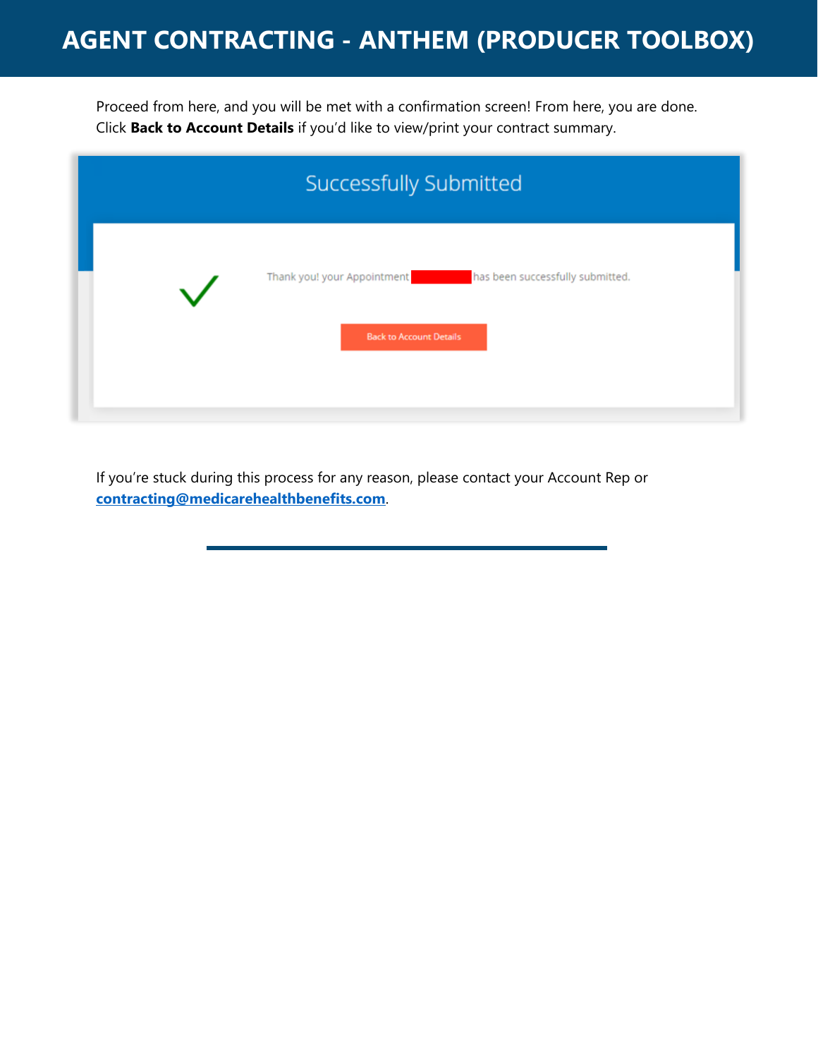# AGENT CONTRACTING - ANTHEM (PRODUCER TOOLBOX)

Proceed from here, and you will be met with a confirmation screen! From here, you are done. Click **Back to Account Details** if you'd like to view/print your contract summary.

Successfully Submitted

Thank you! your Appointment has been successfully submitted.

Back to Account Details

If you're stuck during this process for any reason, please contact your Account Rep or **contracting@medicarehealthbenefits.com**.